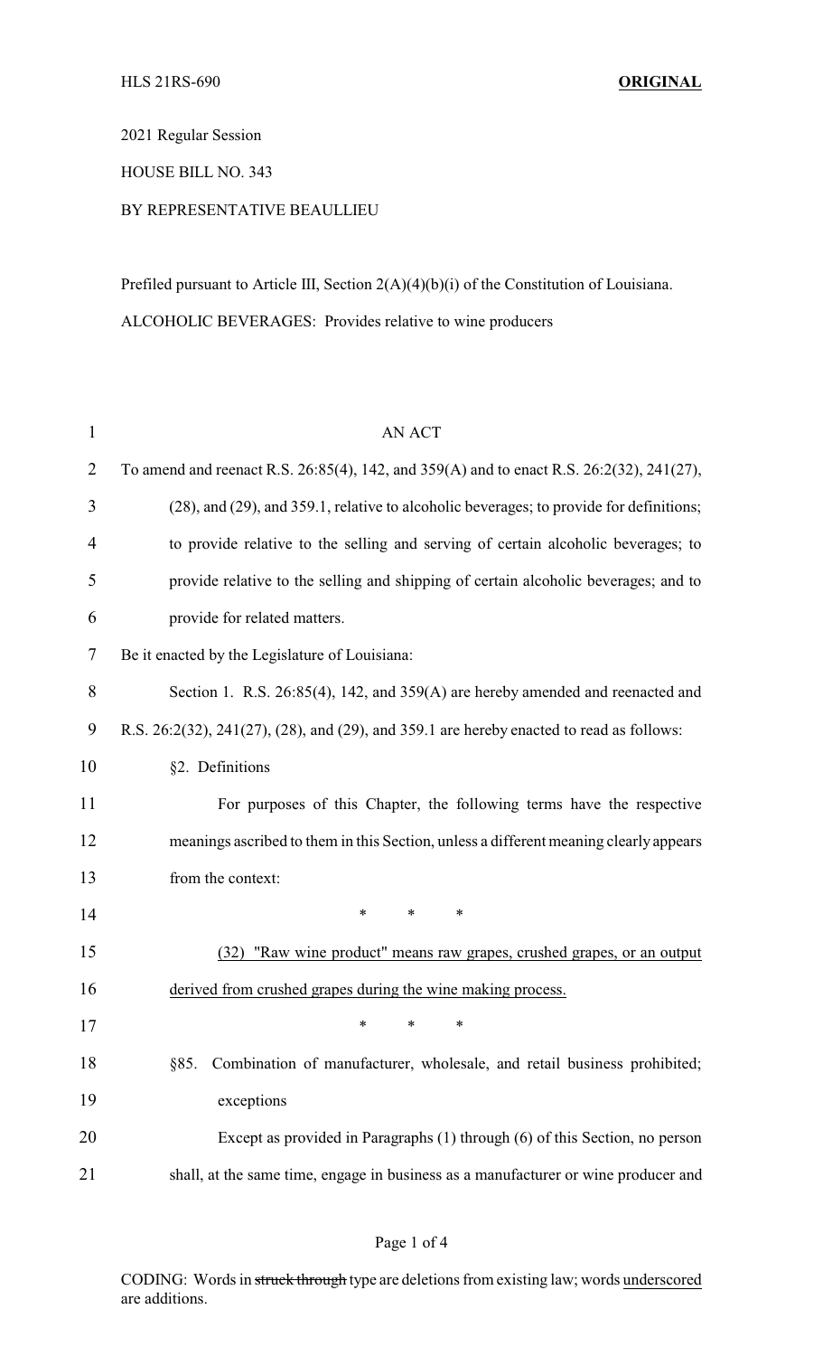HLS 21RS-690 **ORIGINAL**

2021 Regular Session

HOUSE BILL NO. 343

BY REPRESENTATIVE BEAULLIEU

Prefiled pursuant to Article III, Section 2(A)(4)(b)(i) of the Constitution of Louisiana.

ALCOHOLIC BEVERAGES: Provides relative to wine producers

AN ACT

To amend and reenact R.S. 26:85(4), 142, and 359(A) and to enact R.S. 26:2(32), 241(27), (28), and (29), and 359.1, relative to alcoholic beverages; to provide for definitions; to provide relative to the selling and serving of certain alcoholic beverages; to provide relative to the selling and shipping of certain alcoholic beverages; and to provide for related matters.

Be it enacted by the Legislature of Louisiana:

Section 1. R.S. 26:85(4), 142, and 359(A) are hereby amended and reenacted and R.S. 26:2(32), 241(27), (28), and (29), and 359.1 are hereby enacted to read as follows:

§2. Definitions

For purposes of this Chapter, the following terms have the respective meanings ascribed to them in this Section, unless a different meaning clearly appears from the context:

\* \* \*

<u>(32) "Raw wine product" means raw grapes, crushed grapes, or an output derived from crushed grapes during the wine making process.</u>

\* \* \*

§85. Combination of manufacturer, wholesale, and retail business prohibited; exceptions

Except as provided in Paragraphs (1) through (6) of this Section, no person shall, at the same time, engage in business as a manufacturer or wine producer and

CODING: Words in ~~struck through~~ type are deletions from existing law; words <u>underscored</u> are additions.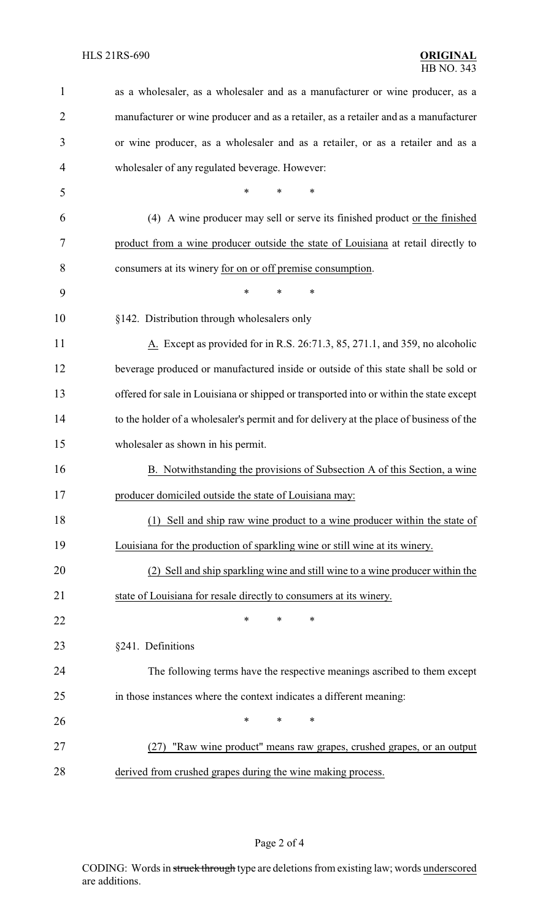as a wholesaler, as a wholesaler and as a manufacturer or wine producer, as a manufacturer or wine producer and as a retailer, as a retailer and as a manufacturer or wine producer, as a wholesaler and as a retailer, or as a retailer and as a wholesaler of any regulated beverage. However:

\* \* \*

(4) A wine producer may sell or serve its finished product <u>or the finished product from a wine producer outside the state of Louisiana</u> at retail directly to consumers at its winery <u>for on or off premise consumption</u>.

\* \* \*

§142. Distribution through wholesalers only

<u>A.</u> Except as provided for in R.S. 26:71.3, 85, 271.1, and 359, no alcoholic beverage produced or manufactured inside or outside of this state shall be sold or offered for sale in Louisiana or shipped or transported into or within the state except to the holder of a wholesaler's permit and for delivery at the place of business of the wholesaler as shown in his permit.

<u>B. Notwithstanding the provisions of Subsection A of this Section, a wine producer domiciled outside the state of Louisiana may:</u>

<u>(1) Sell and ship raw wine product to a wine producer within the state of Louisiana for the production of sparkling wine or still wine at its winery.</u>

<u>(2) Sell and ship sparkling wine and still wine to a wine producer within the state of Louisiana for resale directly to consumers at its winery.</u>

\* \* \*

§241. Definitions

The following terms have the respective meanings ascribed to them except in those instances where the context indicates a different meaning:

\* \* \*

<u>(27) "Raw wine product" means raw grapes, crushed grapes, or an output derived from crushed grapes during the wine making process.</u>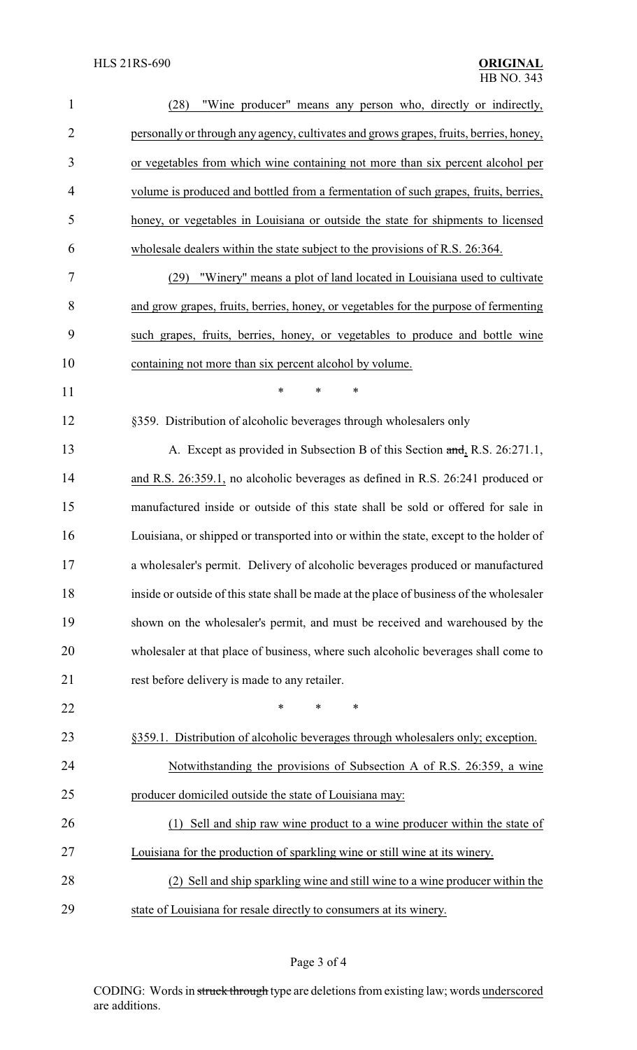(28) "Wine producer" means any person who, directly or indirectly, personally or through any agency, cultivates and grows grapes, fruits, berries, honey, or vegetables from which wine containing not more than six percent alcohol per volume is produced and bottled from a fermentation of such grapes, fruits, berries, honey, or vegetables in Louisiana or outside the state for shipments to licensed wholesale dealers within the state subject to the provisions of R.S. 26:364.

(29) "Winery" means a plot of land located in Louisiana used to cultivate and grow grapes, fruits, berries, honey, or vegetables for the purpose of fermenting such grapes, fruits, berries, honey, or vegetables to produce and bottle wine containing not more than six percent alcohol by volume.

\* \* \*

§359. Distribution of alcoholic beverages through wholesalers only

A. Except as provided in Subsection B of this Section ~~and~~, R.S. 26:271.1, and R.S. 26:359.1, no alcoholic beverages as defined in R.S. 26:241 produced or manufactured inside or outside of this state shall be sold or offered for sale in Louisiana, or shipped or transported into or within the state, except to the holder of a wholesaler's permit. Delivery of alcoholic beverages produced or manufactured inside or outside of this state shall be made at the place of business of the wholesaler shown on the wholesaler's permit, and must be received and warehoused by the wholesaler at that place of business, where such alcoholic beverages shall come to rest before delivery is made to any retailer.

\* \* \*

§359.1. Distribution of alcoholic beverages through wholesalers only; exception.

Notwithstanding the provisions of Subsection A of R.S. 26:359, a wine producer domiciled outside the state of Louisiana may:

(1) Sell and ship raw wine product to a wine producer within the state of Louisiana for the production of sparkling wine or still wine at its winery.

(2) Sell and ship sparkling wine and still wine to a wine producer within the state of Louisiana for resale directly to consumers at its winery.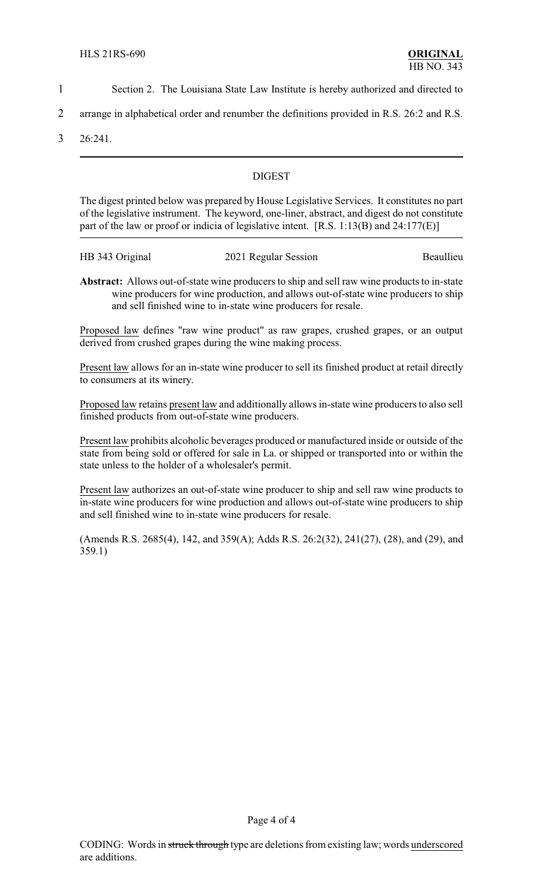Section 2. The Louisiana State Law Institute is hereby authorized and directed to arrange in alphabetical order and renumber the definitions provided in R.S. 26:2 and R.S. 26:241.

## DIGEST

The digest printed below was prepared by House Legislative Services. It constitutes no part of the legislative instrument. The keyword, one-liner, abstract, and digest do not constitute part of the law or proof or indicia of legislative intent. [R.S. 1:13(B) and 24:177(E)]

HB 343 Original 2021 Regular Session Beaullieu

**Abstract:** Allows out-of-state wine producers to ship and sell raw wine products to in-state wine producers for wine production, and allows out-of-state wine producers to ship and sell finished wine to in-state wine producers for resale.

Proposed law defines "raw wine product" as raw grapes, crushed grapes, or an output derived from crushed grapes during the wine making process.

Present law allows for an in-state wine producer to sell its finished product at retail directly to consumers at its winery.

Proposed law retains present law and additionally allows in-state wine producers to also sell finished products from out-of-state wine producers.

Present law prohibits alcoholic beverages produced or manufactured inside or outside of the state from being sold or offered for sale in La. or shipped or transported into or within the state unless to the holder of a wholesaler's permit.

Present law authorizes an out-of-state wine producer to ship and sell raw wine products to in-state wine producers for wine production and allows out-of-state wine producers to ship and sell finished wine to in-state wine producers for resale.

(Amends R.S. 2685(4), 142, and 359(A); Adds R.S. 26:2(32), 241(27), (28), and (29), and 359.1)